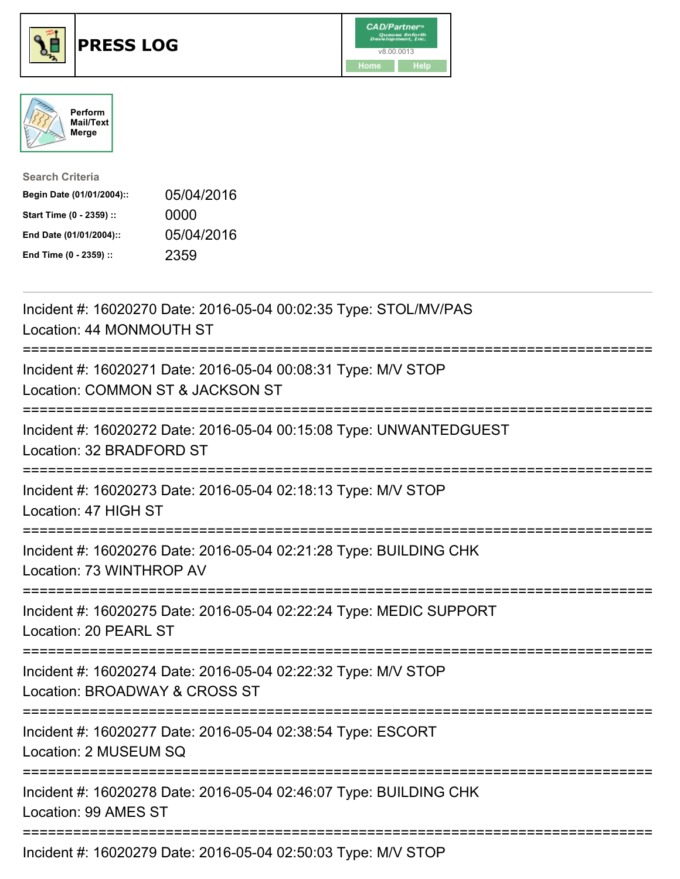# PRESS LOG

Perform Mail/Text Merge

**Search Criteria**

| | |
|---|---|
| **Begin Date (01/01/2004)::** | 05/04/2016 |
| **Start Time (0 - 2359) ::** | 0000 |
| **End Date (01/01/2004)::** | 05/04/2016 |
| **End Time (0 - 2359) ::** | 2359 |

Incident #: 16020270 Date: 2016-05-04 00:02:35 Type: STOL/MV/PAS
Location: 44 MONMOUTH ST

===========================================================================

Incident #: 16020271 Date: 2016-05-04 00:08:31 Type: M/V STOP
Location: COMMON ST & JACKSON ST

===========================================================================

Incident #: 16020272 Date: 2016-05-04 00:15:08 Type: UNWANTEDGUEST
Location: 32 BRADFORD ST

===========================================================================

Incident #: 16020273 Date: 2016-05-04 02:18:13 Type: M/V STOP
Location: 47 HIGH ST

===========================================================================

Incident #: 16020276 Date: 2016-05-04 02:21:28 Type: BUILDING CHK
Location: 73 WINTHROP AV

===========================================================================

Incident #: 16020275 Date: 2016-05-04 02:22:24 Type: MEDIC SUPPORT
Location: 20 PEARL ST

===========================================================================

Incident #: 16020274 Date: 2016-05-04 02:22:32 Type: M/V STOP
Location: BROADWAY & CROSS ST

===========================================================================

Incident #: 16020277 Date: 2016-05-04 02:38:54 Type: ESCORT
Location: 2 MUSEUM SQ

===========================================================================

Incident #: 16020278 Date: 2016-05-04 02:46:07 Type: BUILDING CHK
Location: 99 AMES ST

===========================================================================

Incident #: 16020279 Date: 2016-05-04 02:50:03 Type: M/V STOP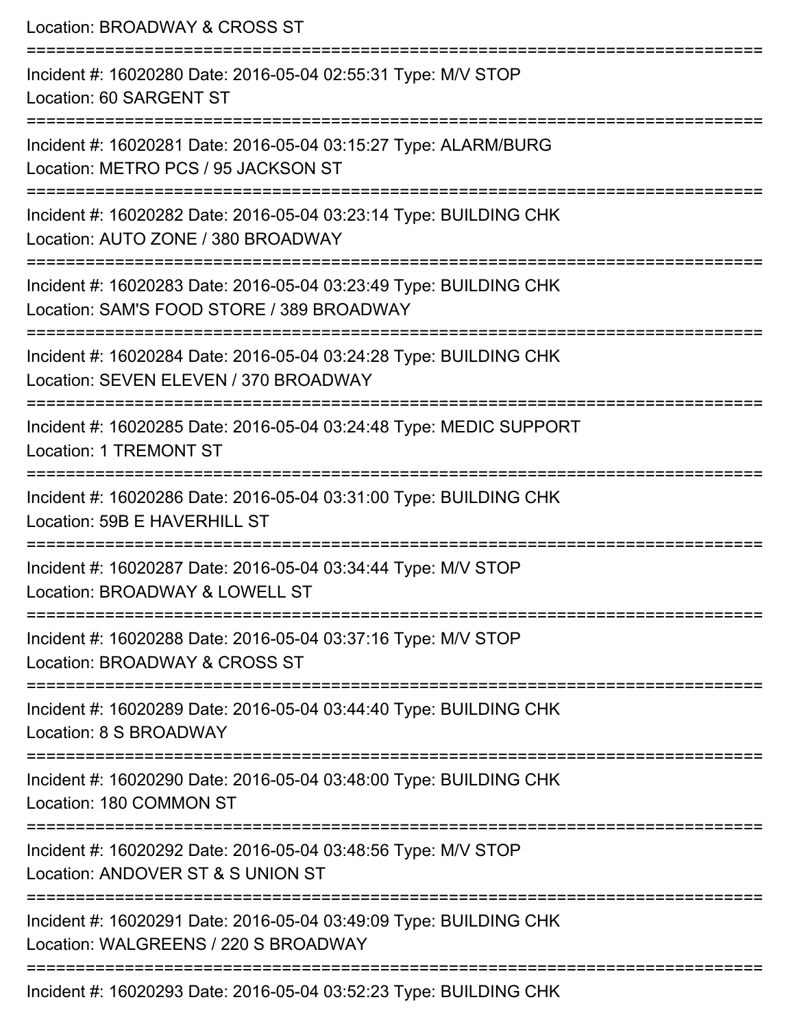Location: BROADWAY & CROSS ST

===========================================================================

Incident #: 16020280 Date: 2016-05-04 02:55:31 Type: M/V STOP

Location: 60 SARGENT ST

===========================================================================

Incident #: 16020281 Date: 2016-05-04 03:15:27 Type: ALARM/BURG

Location: METRO PCS / 95 JACKSON ST

===========================================================================

Incident #: 16020282 Date: 2016-05-04 03:23:14 Type: BUILDING CHK

Location: AUTO ZONE / 380 BROADWAY

===========================================================================

Incident #: 16020283 Date: 2016-05-04 03:23:49 Type: BUILDING CHK

Location: SAM'S FOOD STORE / 389 BROADWAY

===========================================================================

Incident #: 16020284 Date: 2016-05-04 03:24:28 Type: BUILDING CHK

Location: SEVEN ELEVEN / 370 BROADWAY

===========================================================================

Incident #: 16020285 Date: 2016-05-04 03:24:48 Type: MEDIC SUPPORT

Location: 1 TREMONT ST

===========================================================================

Incident #: 16020286 Date: 2016-05-04 03:31:00 Type: BUILDING CHK

Location: 59B E HAVERHILL ST

===========================================================================

Incident #: 16020287 Date: 2016-05-04 03:34:44 Type: M/V STOP

Location: BROADWAY & LOWELL ST

===========================================================================

Incident #: 16020288 Date: 2016-05-04 03:37:16 Type: M/V STOP

Location: BROADWAY & CROSS ST

===========================================================================

Incident #: 16020289 Date: 2016-05-04 03:44:40 Type: BUILDING CHK

Location: 8 S BROADWAY

===========================================================================

Incident #: 16020290 Date: 2016-05-04 03:48:00 Type: BUILDING CHK

Location: 180 COMMON ST

===========================================================================

Incident #: 16020292 Date: 2016-05-04 03:48:56 Type: M/V STOP

Location: ANDOVER ST & S UNION ST

===========================================================================

Incident #: 16020291 Date: 2016-05-04 03:49:09 Type: BUILDING CHK

Location: WALGREENS / 220 S BROADWAY

===========================================================================

Incident #: 16020293 Date: 2016-05-04 03:52:23 Type: BUILDING CHK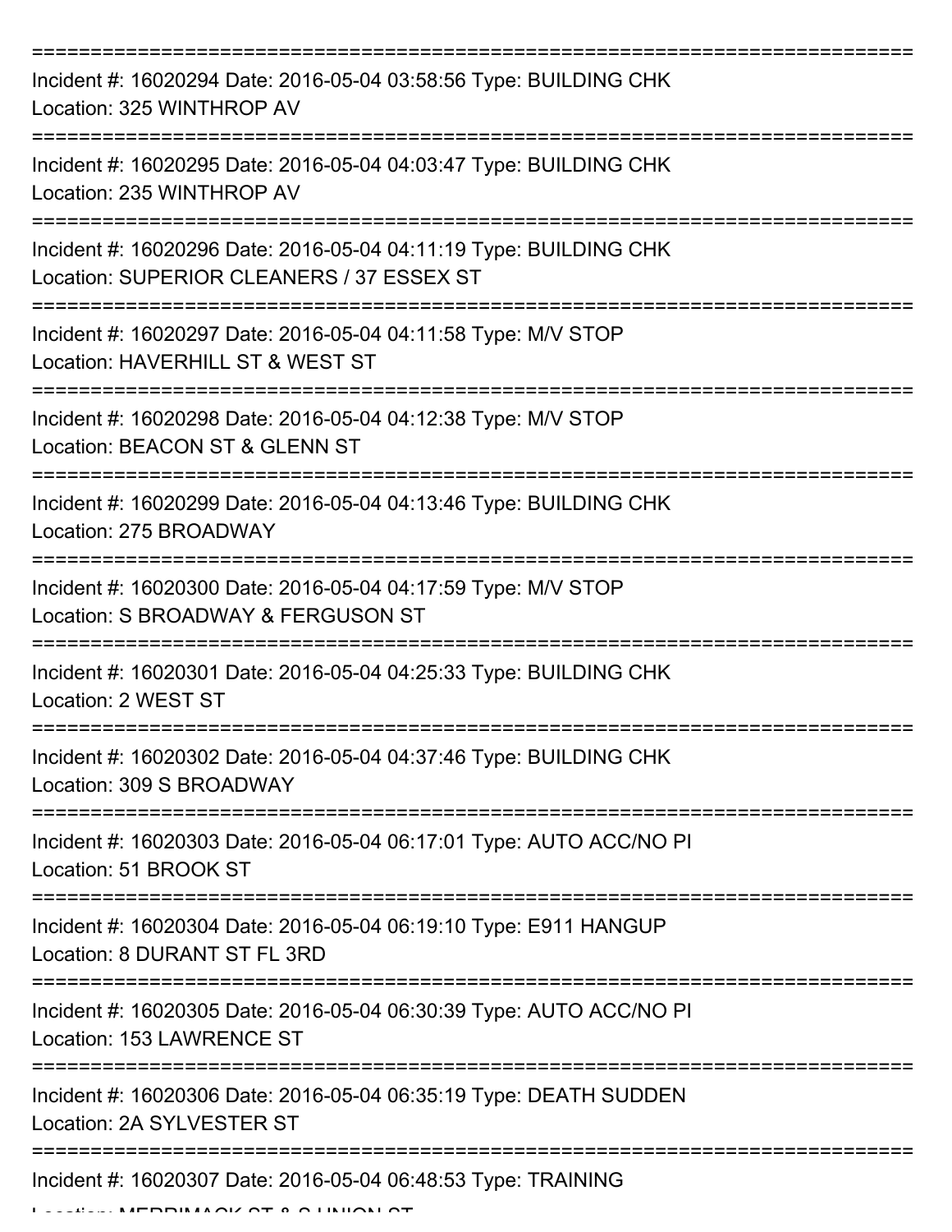===========================================================================
Incident #: 16020294 Date: 2016-05-04 03:58:56 Type: BUILDING CHK
Location: 325 WINTHROP AV
===========================================================================
Incident #: 16020295 Date: 2016-05-04 04:03:47 Type: BUILDING CHK
Location: 235 WINTHROP AV
===========================================================================
Incident #: 16020296 Date: 2016-05-04 04:11:19 Type: BUILDING CHK
Location: SUPERIOR CLEANERS / 37 ESSEX ST
===========================================================================
Incident #: 16020297 Date: 2016-05-04 04:11:58 Type: M/V STOP
Location: HAVERHILL ST & WEST ST
===========================================================================
Incident #: 16020298 Date: 2016-05-04 04:12:38 Type: M/V STOP
Location: BEACON ST & GLENN ST
===========================================================================
Incident #: 16020299 Date: 2016-05-04 04:13:46 Type: BUILDING CHK
Location: 275 BROADWAY
===========================================================================
Incident #: 16020300 Date: 2016-05-04 04:17:59 Type: M/V STOP
Location: S BROADWAY & FERGUSON ST
===========================================================================
Incident #: 16020301 Date: 2016-05-04 04:25:33 Type: BUILDING CHK
Location: 2 WEST ST
===========================================================================
Incident #: 16020302 Date: 2016-05-04 04:37:46 Type: BUILDING CHK
Location: 309 S BROADWAY
===========================================================================
Incident #: 16020303 Date: 2016-05-04 06:17:01 Type: AUTO ACC/NO PI
Location: 51 BROOK ST
===========================================================================
Incident #: 16020304 Date: 2016-05-04 06:19:10 Type: E911 HANGUP
Location: 8 DURANT ST FL 3RD
===========================================================================
Incident #: 16020305 Date: 2016-05-04 06:30:39 Type: AUTO ACC/NO PI
Location: 153 LAWRENCE ST
===========================================================================
Incident #: 16020306 Date: 2016-05-04 06:35:19 Type: DEATH SUDDEN
Location: 2A SYLVESTER ST
===========================================================================
Incident #: 16020307 Date: 2016-05-04 06:48:53 Type: TRAINING
Location: MERRIMACK ST & S UNION ST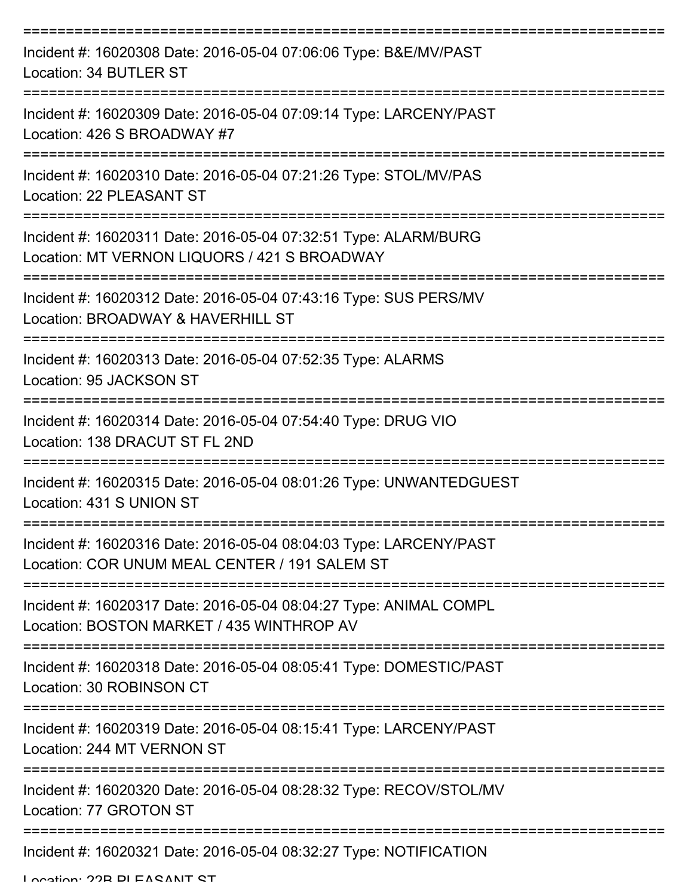===========================================================================
Incident #: 16020308 Date: 2016-05-04 07:06:06 Type: B&E/MV/PAST
Location: 34 BUTLER ST
===========================================================================
Incident #: 16020309 Date: 2016-05-04 07:09:14 Type: LARCENY/PAST
Location: 426 S BROADWAY #7
===========================================================================
Incident #: 16020310 Date: 2016-05-04 07:21:26 Type: STOL/MV/PAS
Location: 22 PLEASANT ST
===========================================================================
Incident #: 16020311 Date: 2016-05-04 07:32:51 Type: ALARM/BURG
Location: MT VERNON LIQUORS / 421 S BROADWAY
===========================================================================
Incident #: 16020312 Date: 2016-05-04 07:43:16 Type: SUS PERS/MV
Location: BROADWAY & HAVERHILL ST
===========================================================================
Incident #: 16020313 Date: 2016-05-04 07:52:35 Type: ALARMS
Location: 95 JACKSON ST
===========================================================================
Incident #: 16020314 Date: 2016-05-04 07:54:40 Type: DRUG VIO
Location: 138 DRACUT ST FL 2ND
===========================================================================
Incident #: 16020315 Date: 2016-05-04 08:01:26 Type: UNWANTEDGUEST
Location: 431 S UNION ST
===========================================================================
Incident #: 16020316 Date: 2016-05-04 08:04:03 Type: LARCENY/PAST
Location: COR UNUM MEAL CENTER / 191 SALEM ST
===========================================================================
Incident #: 16020317 Date: 2016-05-04 08:04:27 Type: ANIMAL COMPL
Location: BOSTON MARKET / 435 WINTHROP AV
===========================================================================
Incident #: 16020318 Date: 2016-05-04 08:05:41 Type: DOMESTIC/PAST
Location: 30 ROBINSON CT
===========================================================================
Incident #: 16020319 Date: 2016-05-04 08:15:41 Type: LARCENY/PAST
Location: 244 MT VERNON ST
===========================================================================
Incident #: 16020320 Date: 2016-05-04 08:28:32 Type: RECOV/STOL/MV
Location: 77 GROTON ST
===========================================================================
Incident #: 16020321 Date: 2016-05-04 08:32:27 Type: NOTIFICATION
Location: 22B PLEASANT ST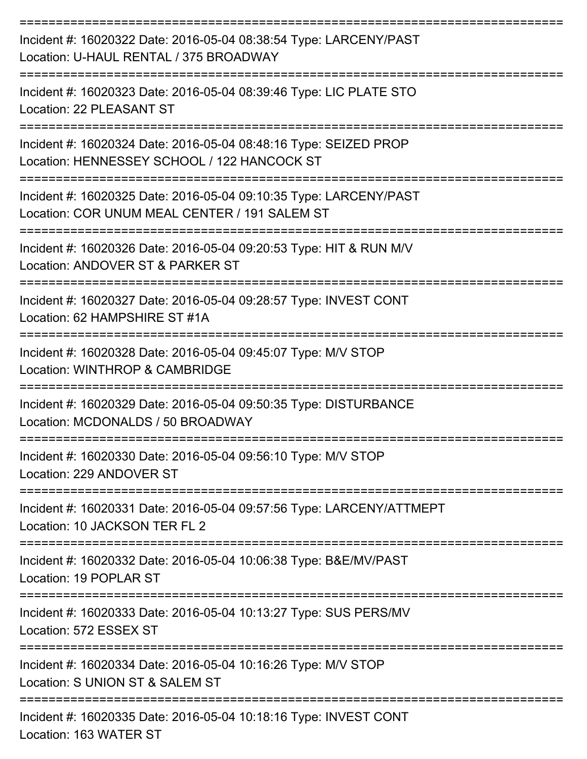===========================================================================
Incident #: 16020322 Date: 2016-05-04 08:38:54 Type: LARCENY/PAST
Location: U-HAUL RENTAL / 375 BROADWAY
===========================================================================
Incident #: 16020323 Date: 2016-05-04 08:39:46 Type: LIC PLATE STO
Location: 22 PLEASANT ST
===========================================================================
Incident #: 16020324 Date: 2016-05-04 08:48:16 Type: SEIZED PROP
Location: HENNESSEY SCHOOL / 122 HANCOCK ST
===========================================================================
Incident #: 16020325 Date: 2016-05-04 09:10:35 Type: LARCENY/PAST
Location: COR UNUM MEAL CENTER / 191 SALEM ST
===========================================================================
Incident #: 16020326 Date: 2016-05-04 09:20:53 Type: HIT & RUN M/V
Location: ANDOVER ST & PARKER ST
===========================================================================
Incident #: 16020327 Date: 2016-05-04 09:28:57 Type: INVEST CONT
Location: 62 HAMPSHIRE ST #1A
===========================================================================
Incident #: 16020328 Date: 2016-05-04 09:45:07 Type: M/V STOP
Location: WINTHROP & CAMBRIDGE
===========================================================================
Incident #: 16020329 Date: 2016-05-04 09:50:35 Type: DISTURBANCE
Location: MCDONALDS / 50 BROADWAY
===========================================================================
Incident #: 16020330 Date: 2016-05-04 09:56:10 Type: M/V STOP
Location: 229 ANDOVER ST
===========================================================================
Incident #: 16020331 Date: 2016-05-04 09:57:56 Type: LARCENY/ATTMEPT
Location: 10 JACKSON TER FL 2
===========================================================================
Incident #: 16020332 Date: 2016-05-04 10:06:38 Type: B&E/MV/PAST
Location: 19 POPLAR ST
===========================================================================
Incident #: 16020333 Date: 2016-05-04 10:13:27 Type: SUS PERS/MV
Location: 572 ESSEX ST
===========================================================================
Incident #: 16020334 Date: 2016-05-04 10:16:26 Type: M/V STOP
Location: S UNION ST & SALEM ST
===========================================================================
Incident #: 16020335 Date: 2016-05-04 10:18:16 Type: INVEST CONT
Location: 163 WATER ST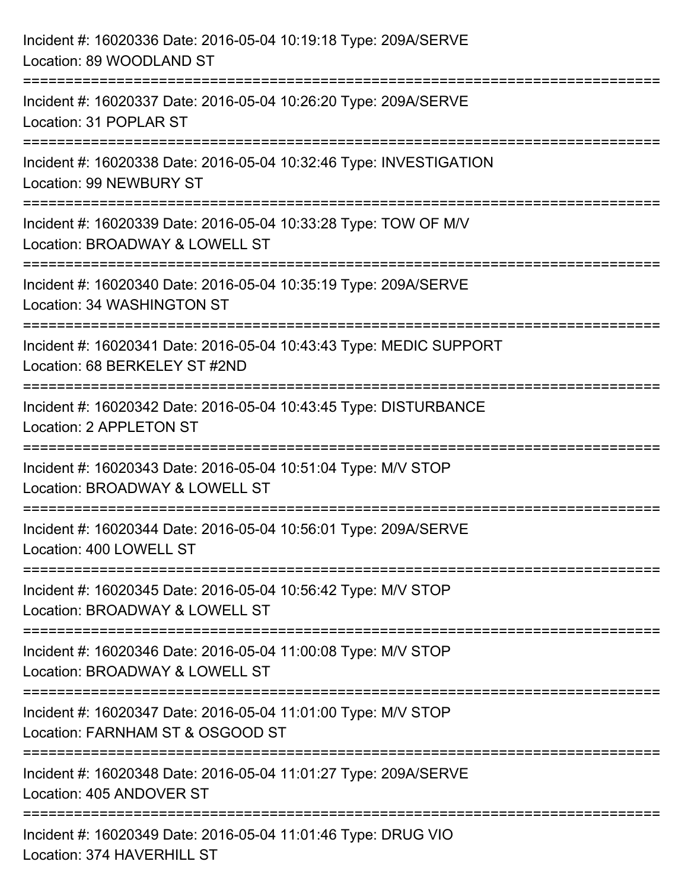Incident #: 16020336 Date: 2016-05-04 10:19:18 Type: 209A/SERVE
Location: 89 WOODLAND ST

===========================================================================

Incident #: 16020337 Date: 2016-05-04 10:26:20 Type: 209A/SERVE
Location: 31 POPLAR ST

===========================================================================

Incident #: 16020338 Date: 2016-05-04 10:32:46 Type: INVESTIGATION
Location: 99 NEWBURY ST

===========================================================================

Incident #: 16020339 Date: 2016-05-04 10:33:28 Type: TOW OF M/V
Location: BROADWAY & LOWELL ST

===========================================================================

Incident #: 16020340 Date: 2016-05-04 10:35:19 Type: 209A/SERVE
Location: 34 WASHINGTON ST

===========================================================================

Incident #: 16020341 Date: 2016-05-04 10:43:43 Type: MEDIC SUPPORT
Location: 68 BERKELEY ST #2ND

===========================================================================

Incident #: 16020342 Date: 2016-05-04 10:43:45 Type: DISTURBANCE
Location: 2 APPLETON ST

===========================================================================

Incident #: 16020343 Date: 2016-05-04 10:51:04 Type: M/V STOP
Location: BROADWAY & LOWELL ST

===========================================================================

Incident #: 16020344 Date: 2016-05-04 10:56:01 Type: 209A/SERVE
Location: 400 LOWELL ST

===========================================================================

Incident #: 16020345 Date: 2016-05-04 10:56:42 Type: M/V STOP
Location: BROADWAY & LOWELL ST

===========================================================================

Incident #: 16020346 Date: 2016-05-04 11:00:08 Type: M/V STOP
Location: BROADWAY & LOWELL ST

===========================================================================

Incident #: 16020347 Date: 2016-05-04 11:01:00 Type: M/V STOP
Location: FARNHAM ST & OSGOOD ST

===========================================================================

Incident #: 16020348 Date: 2016-05-04 11:01:27 Type: 209A/SERVE
Location: 405 ANDOVER ST

===========================================================================

Incident #: 16020349 Date: 2016-05-04 11:01:46 Type: DRUG VIO
Location: 374 HAVERHILL ST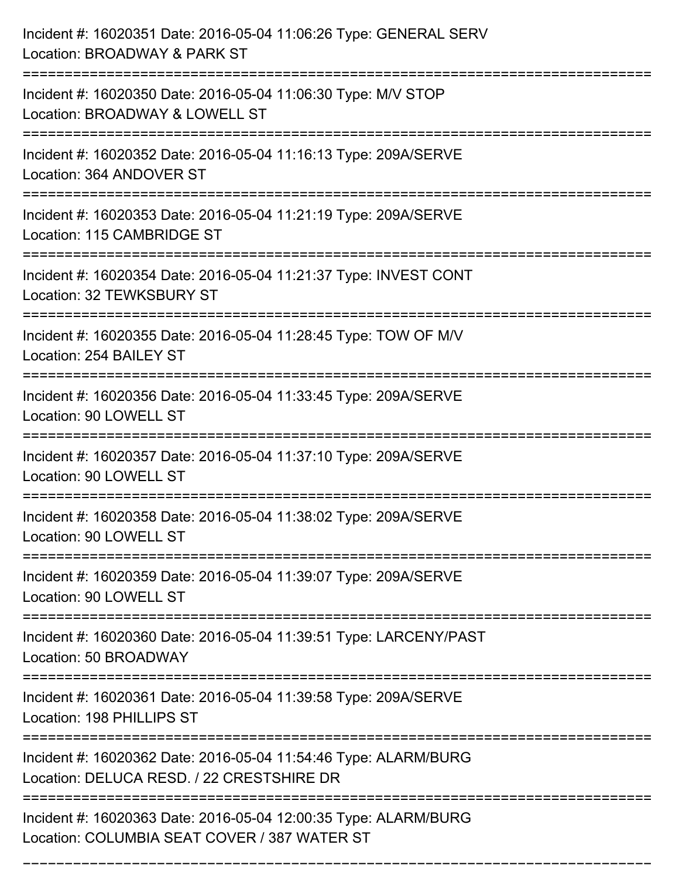Incident #: 16020351 Date: 2016-05-04 11:06:26 Type: GENERAL SERV
Location: BROADWAY & PARK ST

===========================================================================

Incident #: 16020350 Date: 2016-05-04 11:06:30 Type: M/V STOP
Location: BROADWAY & LOWELL ST

===========================================================================

Incident #: 16020352 Date: 2016-05-04 11:16:13 Type: 209A/SERVE
Location: 364 ANDOVER ST

===========================================================================

Incident #: 16020353 Date: 2016-05-04 11:21:19 Type: 209A/SERVE
Location: 115 CAMBRIDGE ST

===========================================================================

Incident #: 16020354 Date: 2016-05-04 11:21:37 Type: INVEST CONT
Location: 32 TEWKSBURY ST

===========================================================================

Incident #: 16020355 Date: 2016-05-04 11:28:45 Type: TOW OF M/V
Location: 254 BAILEY ST

===========================================================================

Incident #: 16020356 Date: 2016-05-04 11:33:45 Type: 209A/SERVE
Location: 90 LOWELL ST

===========================================================================

Incident #: 16020357 Date: 2016-05-04 11:37:10 Type: 209A/SERVE
Location: 90 LOWELL ST

===========================================================================

Incident #: 16020358 Date: 2016-05-04 11:38:02 Type: 209A/SERVE
Location: 90 LOWELL ST

===========================================================================

Incident #: 16020359 Date: 2016-05-04 11:39:07 Type: 209A/SERVE
Location: 90 LOWELL ST

===========================================================================

Incident #: 16020360 Date: 2016-05-04 11:39:51 Type: LARCENY/PAST
Location: 50 BROADWAY

===========================================================================

Incident #: 16020361 Date: 2016-05-04 11:39:58 Type: 209A/SERVE
Location: 198 PHILLIPS ST

===========================================================================

Incident #: 16020362 Date: 2016-05-04 11:54:46 Type: ALARM/BURG
Location: DELUCA RESD. / 22 CRESTSHIRE DR

===========================================================================

Incident #: 16020363 Date: 2016-05-04 12:00:35 Type: ALARM/BURG
Location: COLUMBIA SEAT COVER / 387 WATER ST

===========================================================================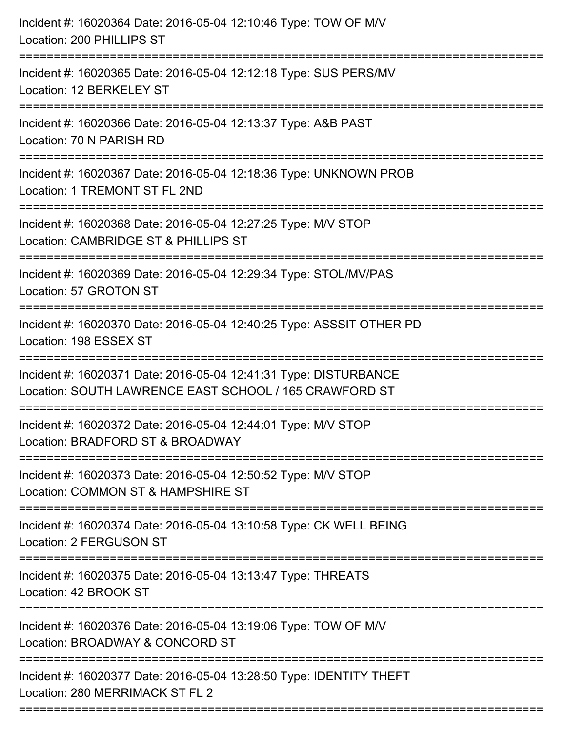Incident #: 16020364 Date: 2016-05-04 12:10:46 Type: TOW OF M/V
Location: 200 PHILLIPS ST

===========================================================================

Incident #: 16020365 Date: 2016-05-04 12:12:18 Type: SUS PERS/MV
Location: 12 BERKELEY ST

===========================================================================

Incident #: 16020366 Date: 2016-05-04 12:13:37 Type: A&B PAST
Location: 70 N PARISH RD

===========================================================================

Incident #: 16020367 Date: 2016-05-04 12:18:36 Type: UNKNOWN PROB
Location: 1 TREMONT ST FL 2ND

===========================================================================

Incident #: 16020368 Date: 2016-05-04 12:27:25 Type: M/V STOP
Location: CAMBRIDGE ST & PHILLIPS ST

===========================================================================

Incident #: 16020369 Date: 2016-05-04 12:29:34 Type: STOL/MV/PAS
Location: 57 GROTON ST

===========================================================================

Incident #: 16020370 Date: 2016-05-04 12:40:25 Type: ASSSIT OTHER PD
Location: 198 ESSEX ST

===========================================================================

Incident #: 16020371 Date: 2016-05-04 12:41:31 Type: DISTURBANCE
Location: SOUTH LAWRENCE EAST SCHOOL / 165 CRAWFORD ST

===========================================================================

Incident #: 16020372 Date: 2016-05-04 12:44:01 Type: M/V STOP
Location: BRADFORD ST & BROADWAY

===========================================================================

Incident #: 16020373 Date: 2016-05-04 12:50:52 Type: M/V STOP
Location: COMMON ST & HAMPSHIRE ST

===========================================================================

Incident #: 16020374 Date: 2016-05-04 13:10:58 Type: CK WELL BEING
Location: 2 FERGUSON ST

===========================================================================

Incident #: 16020375 Date: 2016-05-04 13:13:47 Type: THREATS
Location: 42 BROOK ST

===========================================================================

Incident #: 16020376 Date: 2016-05-04 13:19:06 Type: TOW OF M/V
Location: BROADWAY & CONCORD ST

===========================================================================

Incident #: 16020377 Date: 2016-05-04 13:28:50 Type: IDENTITY THEFT
Location: 280 MERRIMACK ST FL 2

===========================================================================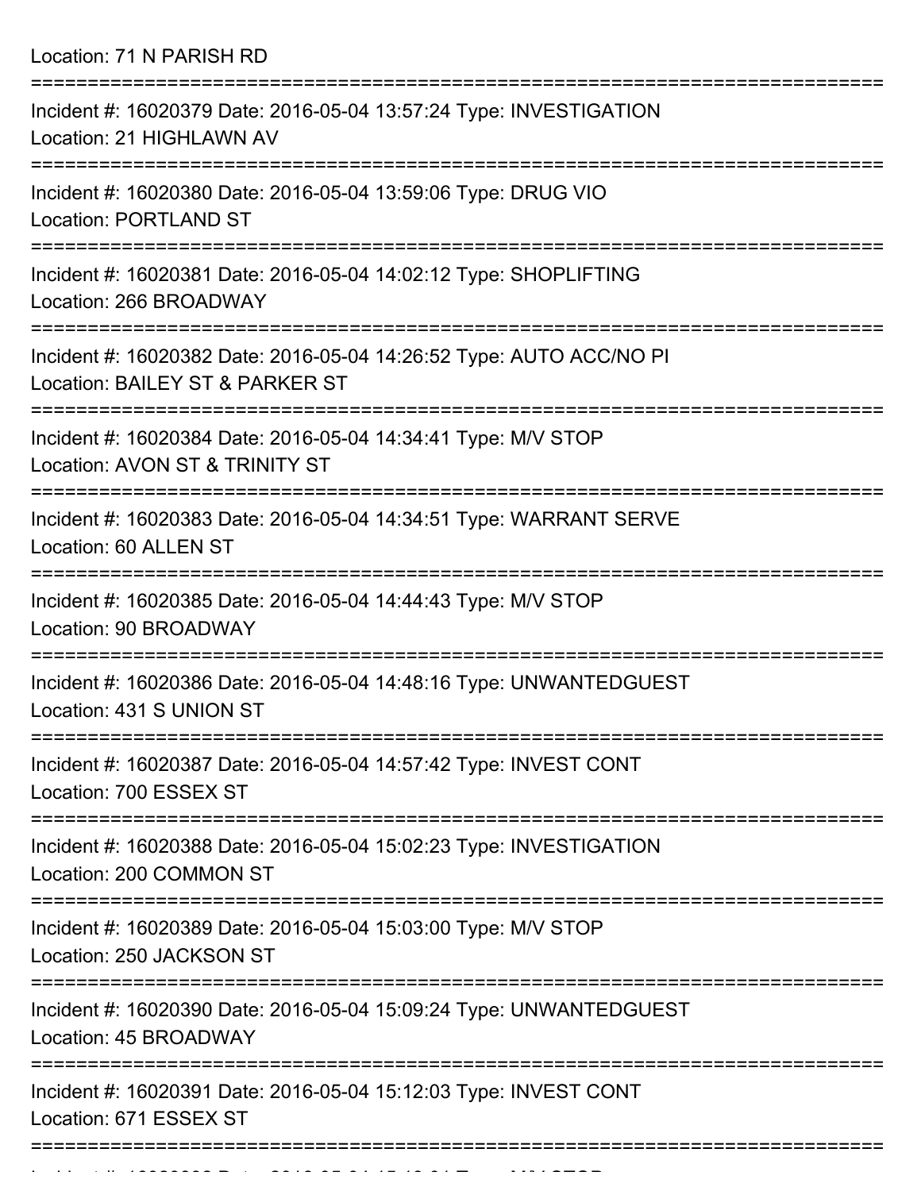Location: 71 N PARISH RD

===========================================================================

Incident #: 16020379 Date: 2016-05-04 13:57:24 Type: INVESTIGATION
Location: 21 HIGHLAWN AV

===========================================================================

Incident #: 16020380 Date: 2016-05-04 13:59:06 Type: DRUG VIO
Location: PORTLAND ST

===========================================================================

Incident #: 16020381 Date: 2016-05-04 14:02:12 Type: SHOPLIFTING
Location: 266 BROADWAY

===========================================================================

Incident #: 16020382 Date: 2016-05-04 14:26:52 Type: AUTO ACC/NO PI
Location: BAILEY ST & PARKER ST

===========================================================================

Incident #: 16020384 Date: 2016-05-04 14:34:41 Type: M/V STOP
Location: AVON ST & TRINITY ST

===========================================================================

Incident #: 16020383 Date: 2016-05-04 14:34:51 Type: WARRANT SERVE
Location: 60 ALLEN ST

===========================================================================

Incident #: 16020385 Date: 2016-05-04 14:44:43 Type: M/V STOP
Location: 90 BROADWAY

===========================================================================

Incident #: 16020386 Date: 2016-05-04 14:48:16 Type: UNWANTEDGUEST
Location: 431 S UNION ST

===========================================================================

Incident #: 16020387 Date: 2016-05-04 14:57:42 Type: INVEST CONT
Location: 700 ESSEX ST

===========================================================================

Incident #: 16020388 Date: 2016-05-04 15:02:23 Type: INVESTIGATION
Location: 200 COMMON ST

===========================================================================

Incident #: 16020389 Date: 2016-05-04 15:03:00 Type: M/V STOP
Location: 250 JACKSON ST

===========================================================================

Incident #: 16020390 Date: 2016-05-04 15:09:24 Type: UNWANTEDGUEST
Location: 45 BROADWAY

===========================================================================

Incident #: 16020391 Date: 2016-05-04 15:12:03 Type: INVEST CONT
Location: 671 ESSEX ST

===========================================================================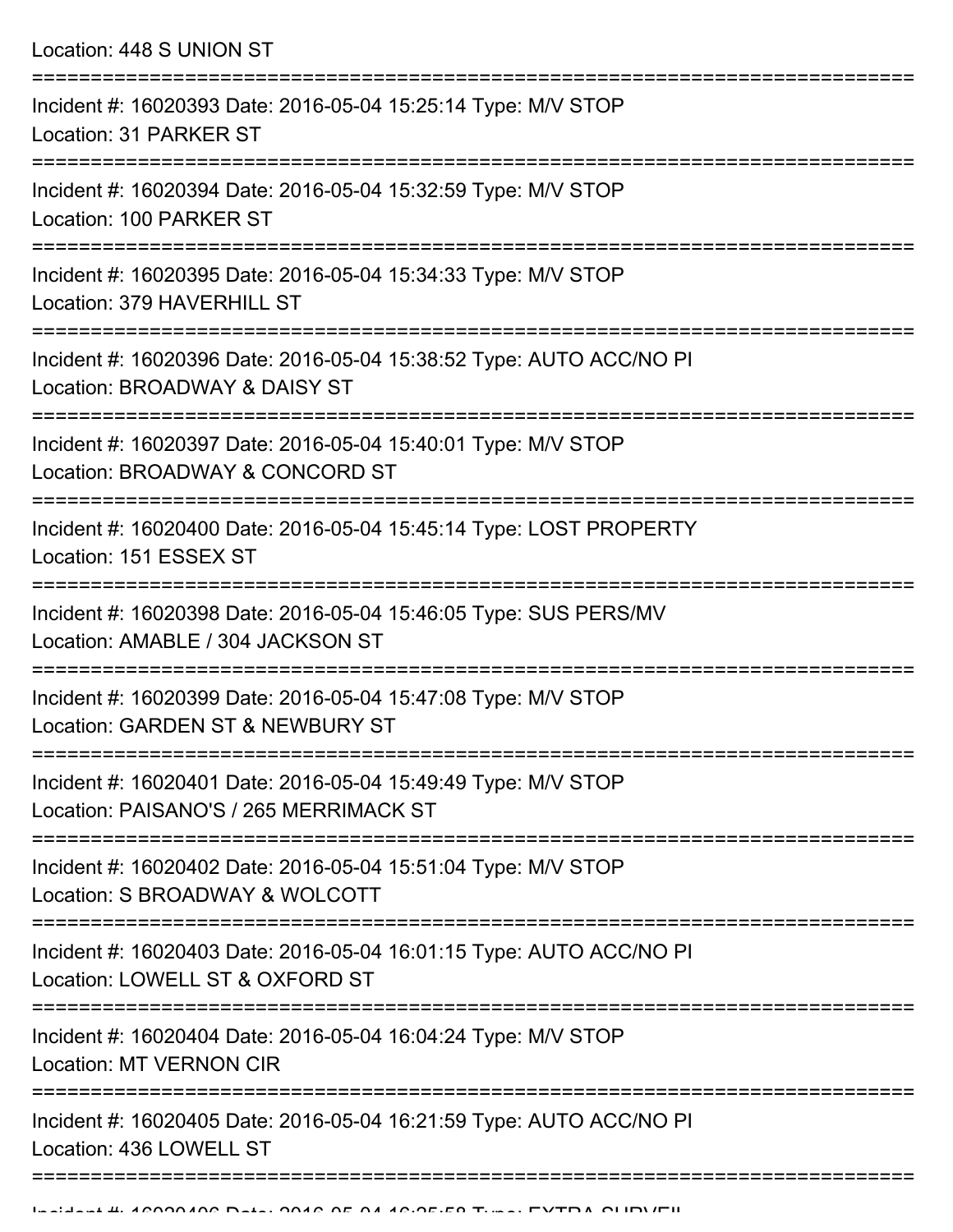Location: 448 S UNION ST

===========================================================================

Incident #: 16020393 Date: 2016-05-04 15:25:14 Type: M/V STOP
Location: 31 PARKER ST

===========================================================================

Incident #: 16020394 Date: 2016-05-04 15:32:59 Type: M/V STOP
Location: 100 PARKER ST

===========================================================================

Incident #: 16020395 Date: 2016-05-04 15:34:33 Type: M/V STOP
Location: 379 HAVERHILL ST

===========================================================================

Incident #: 16020396 Date: 2016-05-04 15:38:52 Type: AUTO ACC/NO PI
Location: BROADWAY & DAISY ST

===========================================================================

Incident #: 16020397 Date: 2016-05-04 15:40:01 Type: M/V STOP
Location: BROADWAY & CONCORD ST

===========================================================================

Incident #: 16020400 Date: 2016-05-04 15:45:14 Type: LOST PROPERTY
Location: 151 ESSEX ST

===========================================================================

Incident #: 16020398 Date: 2016-05-04 15:46:05 Type: SUS PERS/MV
Location: AMABLE / 304 JACKSON ST

===========================================================================

Incident #: 16020399 Date: 2016-05-04 15:47:08 Type: M/V STOP
Location: GARDEN ST & NEWBURY ST

===========================================================================

Incident #: 16020401 Date: 2016-05-04 15:49:49 Type: M/V STOP
Location: PAISANO'S / 265 MERRIMACK ST

===========================================================================

Incident #: 16020402 Date: 2016-05-04 15:51:04 Type: M/V STOP
Location: S BROADWAY & WOLCOTT

===========================================================================

Incident #: 16020403 Date: 2016-05-04 16:01:15 Type: AUTO ACC/NO PI
Location: LOWELL ST & OXFORD ST

===========================================================================

Incident #: 16020404 Date: 2016-05-04 16:04:24 Type: M/V STOP
Location: MT VERNON CIR

===========================================================================

Incident #: 16020405 Date: 2016-05-04 16:21:59 Type: AUTO ACC/NO PI
Location: 436 LOWELL ST

===========================================================================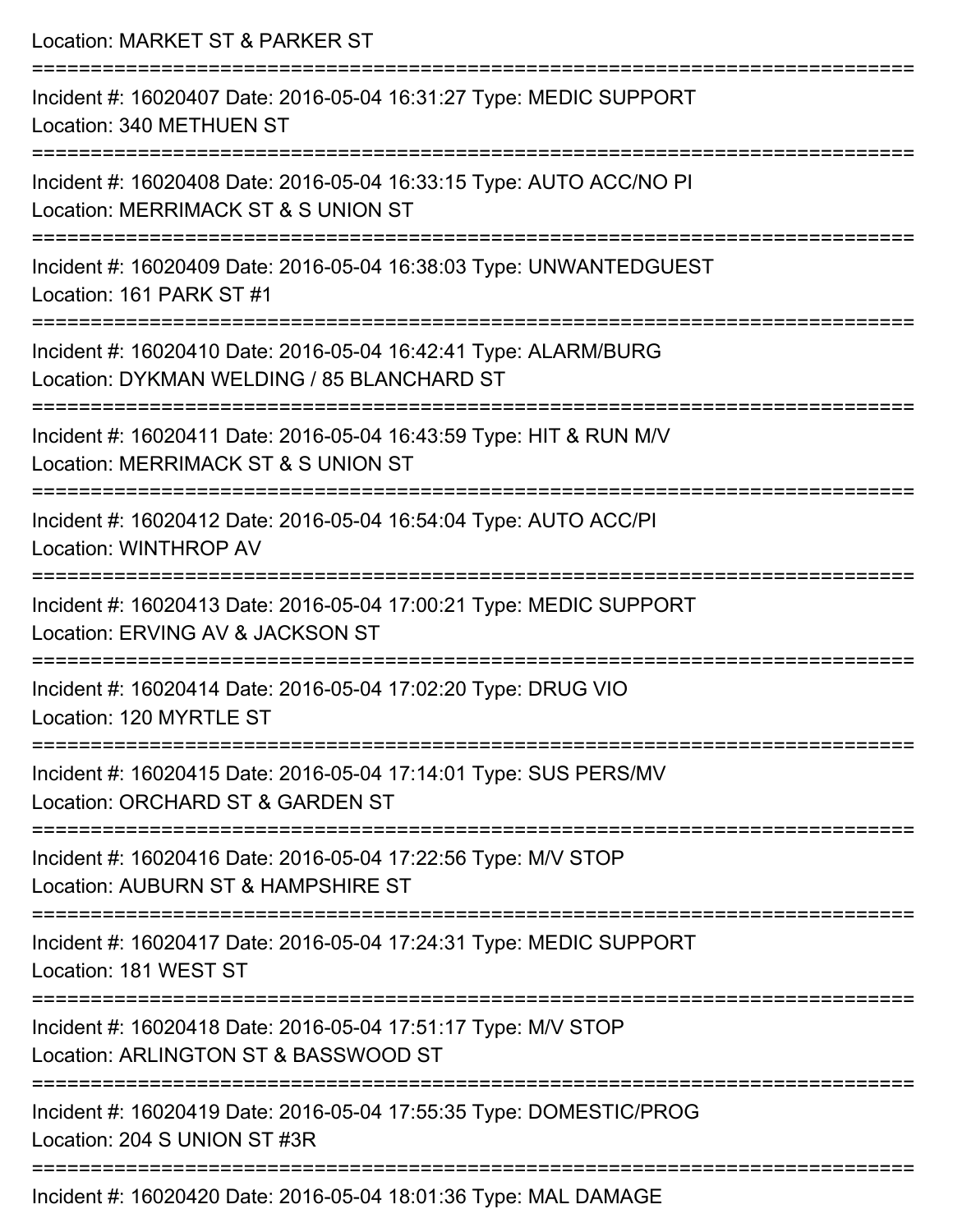Location: MARKET ST & PARKER ST

===========================================================================

Incident #: 16020407 Date: 2016-05-04 16:31:27 Type: MEDIC SUPPORT
Location: 340 METHUEN ST

===========================================================================

Incident #: 16020408 Date: 2016-05-04 16:33:15 Type: AUTO ACC/NO PI
Location: MERRIMACK ST & S UNION ST

===========================================================================

Incident #: 16020409 Date: 2016-05-04 16:38:03 Type: UNWANTEDGUEST
Location: 161 PARK ST #1

===========================================================================

Incident #: 16020410 Date: 2016-05-04 16:42:41 Type: ALARM/BURG
Location: DYKMAN WELDING / 85 BLANCHARD ST

===========================================================================

Incident #: 16020411 Date: 2016-05-04 16:43:59 Type: HIT & RUN M/V
Location: MERRIMACK ST & S UNION ST

===========================================================================

Incident #: 16020412 Date: 2016-05-04 16:54:04 Type: AUTO ACC/PI
Location: WINTHROP AV

===========================================================================

Incident #: 16020413 Date: 2016-05-04 17:00:21 Type: MEDIC SUPPORT
Location: ERVING AV & JACKSON ST

===========================================================================

Incident #: 16020414 Date: 2016-05-04 17:02:20 Type: DRUG VIO
Location: 120 MYRTLE ST

===========================================================================

Incident #: 16020415 Date: 2016-05-04 17:14:01 Type: SUS PERS/MV
Location: ORCHARD ST & GARDEN ST

===========================================================================

Incident #: 16020416 Date: 2016-05-04 17:22:56 Type: M/V STOP
Location: AUBURN ST & HAMPSHIRE ST

===========================================================================

Incident #: 16020417 Date: 2016-05-04 17:24:31 Type: MEDIC SUPPORT
Location: 181 WEST ST

===========================================================================

Incident #: 16020418 Date: 2016-05-04 17:51:17 Type: M/V STOP
Location: ARLINGTON ST & BASSWOOD ST

===========================================================================

Incident #: 16020419 Date: 2016-05-04 17:55:35 Type: DOMESTIC/PROG
Location: 204 S UNION ST #3R

===========================================================================

Incident #: 16020420 Date: 2016-05-04 18:01:36 Type: MAL DAMAGE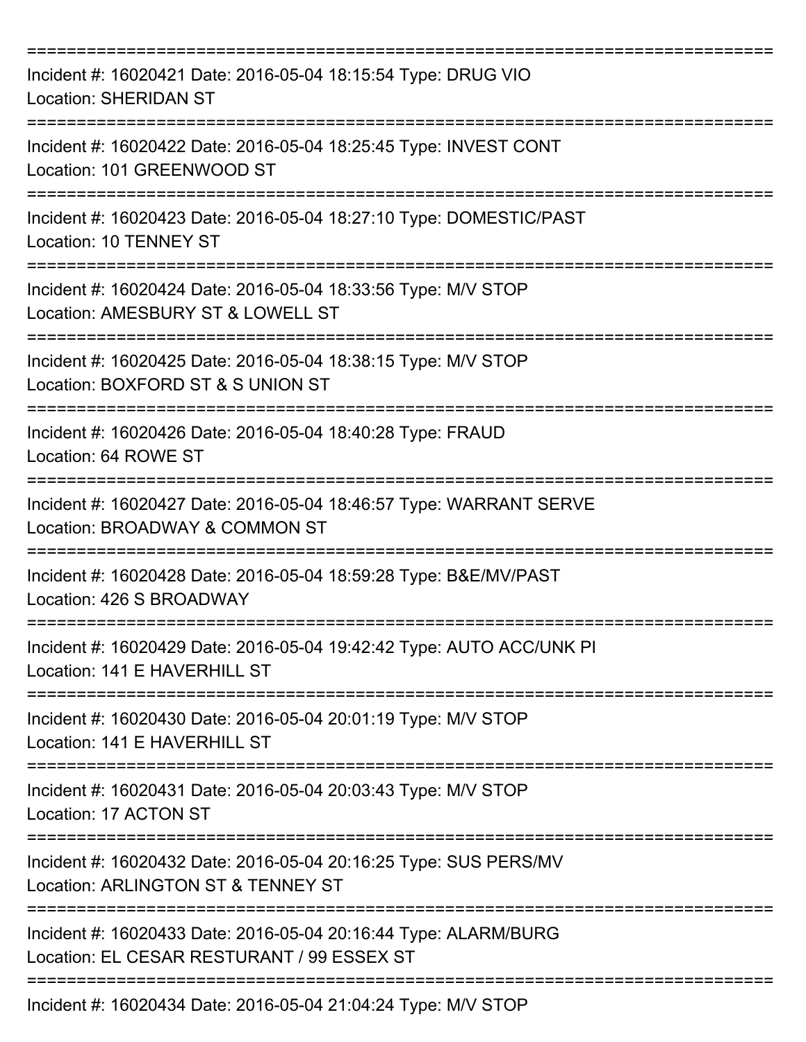===========================================================================

Incident #: 16020421 Date: 2016-05-04 18:15:54 Type: DRUG VIO
Location: SHERIDAN ST

===========================================================================

Incident #: 16020422 Date: 2016-05-04 18:25:45 Type: INVEST CONT
Location: 101 GREENWOOD ST

===========================================================================

Incident #: 16020423 Date: 2016-05-04 18:27:10 Type: DOMESTIC/PAST
Location: 10 TENNEY ST

===========================================================================

Incident #: 16020424 Date: 2016-05-04 18:33:56 Type: M/V STOP
Location: AMESBURY ST & LOWELL ST

===========================================================================

Incident #: 16020425 Date: 2016-05-04 18:38:15 Type: M/V STOP
Location: BOXFORD ST & S UNION ST

===========================================================================

Incident #: 16020426 Date: 2016-05-04 18:40:28 Type: FRAUD
Location: 64 ROWE ST

===========================================================================

Incident #: 16020427 Date: 2016-05-04 18:46:57 Type: WARRANT SERVE
Location: BROADWAY & COMMON ST

===========================================================================

Incident #: 16020428 Date: 2016-05-04 18:59:28 Type: B&E/MV/PAST
Location: 426 S BROADWAY

===========================================================================

Incident #: 16020429 Date: 2016-05-04 19:42:42 Type: AUTO ACC/UNK PI
Location: 141 E HAVERHILL ST

===========================================================================

Incident #: 16020430 Date: 2016-05-04 20:01:19 Type: M/V STOP
Location: 141 E HAVERHILL ST

===========================================================================

Incident #: 16020431 Date: 2016-05-04 20:03:43 Type: M/V STOP
Location: 17 ACTON ST

===========================================================================

Incident #: 16020432 Date: 2016-05-04 20:16:25 Type: SUS PERS/MV
Location: ARLINGTON ST & TENNEY ST

===========================================================================

Incident #: 16020433 Date: 2016-05-04 20:16:44 Type: ALARM/BURG
Location: EL CESAR RESTURANT / 99 ESSEX ST

===========================================================================

Incident #: 16020434 Date: 2016-05-04 21:04:24 Type: M/V STOP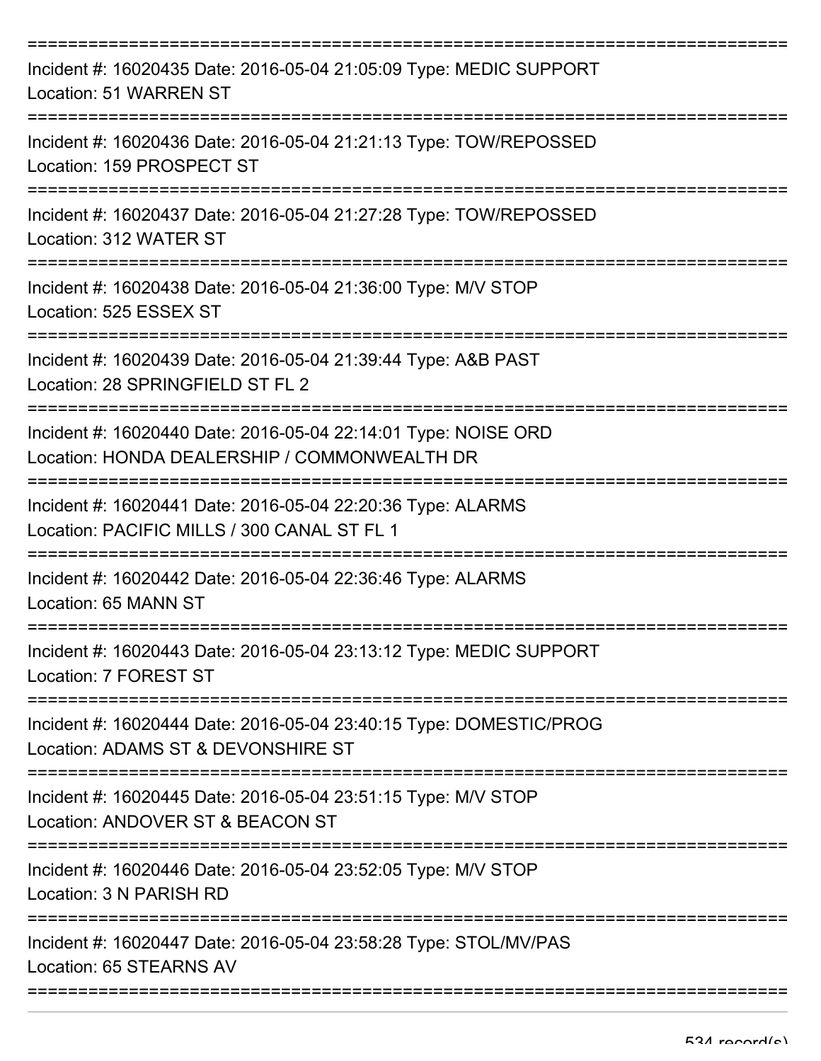Incident #: 16020435 Date: 2016-05-04 21:05:09 Type: MEDIC SUPPORT
Location: 51 WARREN ST

---

Incident #: 16020436 Date: 2016-05-04 21:21:13 Type: TOW/REPOSSED
Location: 159 PROSPECT ST

---

Incident #: 16020437 Date: 2016-05-04 21:27:28 Type: TOW/REPOSSED
Location: 312 WATER ST

---

Incident #: 16020438 Date: 2016-05-04 21:36:00 Type: M/V STOP
Location: 525 ESSEX ST

---

Incident #: 16020439 Date: 2016-05-04 21:39:44 Type: A&B PAST
Location: 28 SPRINGFIELD ST FL 2

---

Incident #: 16020440 Date: 2016-05-04 22:14:01 Type: NOISE ORD
Location: HONDA DEALERSHIP / COMMONWEALTH DR

---

Incident #: 16020441 Date: 2016-05-04 22:20:36 Type: ALARMS
Location: PACIFIC MILLS / 300 CANAL ST FL 1

---

Incident #: 16020442 Date: 2016-05-04 22:36:46 Type: ALARMS
Location: 65 MANN ST

---

Incident #: 16020443 Date: 2016-05-04 23:13:12 Type: MEDIC SUPPORT
Location: 7 FOREST ST

---

Incident #: 16020444 Date: 2016-05-04 23:40:15 Type: DOMESTIC/PROG
Location: ADAMS ST & DEVONSHIRE ST

---

Incident #: 16020445 Date: 2016-05-04 23:51:15 Type: M/V STOP
Location: ANDOVER ST & BEACON ST

---

Incident #: 16020446 Date: 2016-05-04 23:52:05 Type: M/V STOP
Location: 3 N PARISH RD

---

Incident #: 16020447 Date: 2016-05-04 23:58:28 Type: STOL/MV/PAS
Location: 65 STEARNS AV

---

534 record(s)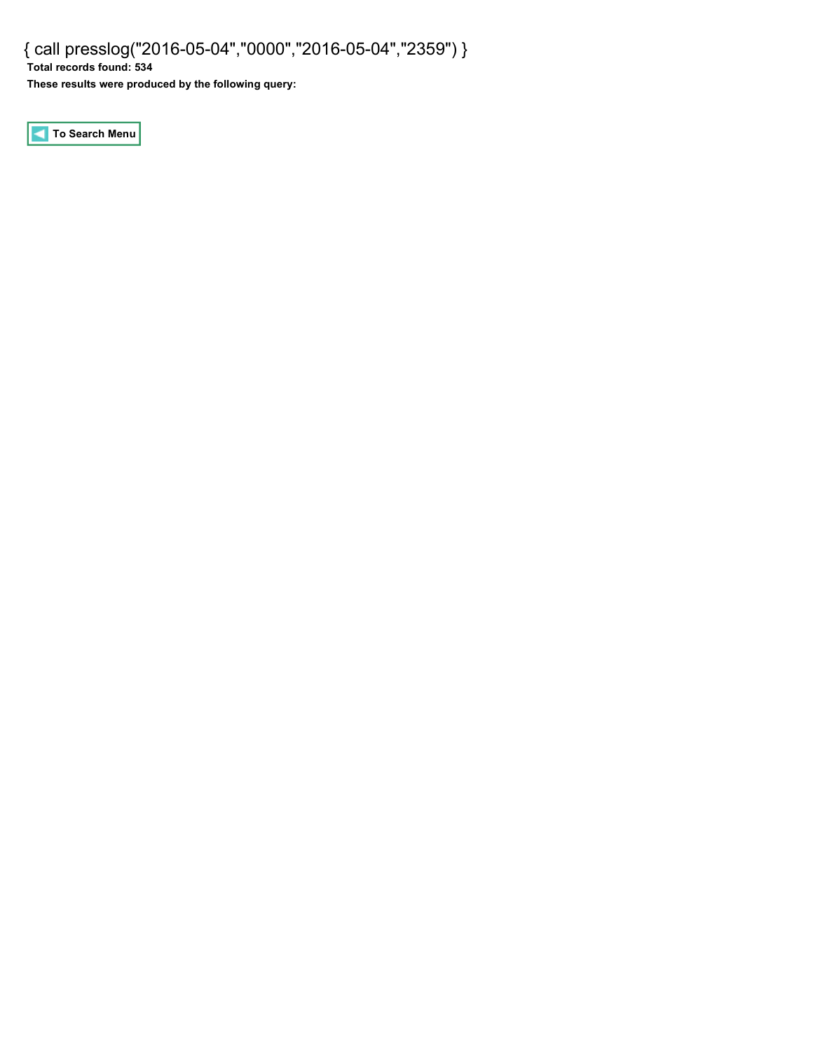{ call presslog("2016-05-04","0000","2016-05-04","2359") }

**Total records found: 534**

**These results were produced by the following query:**

**To Search Menu**